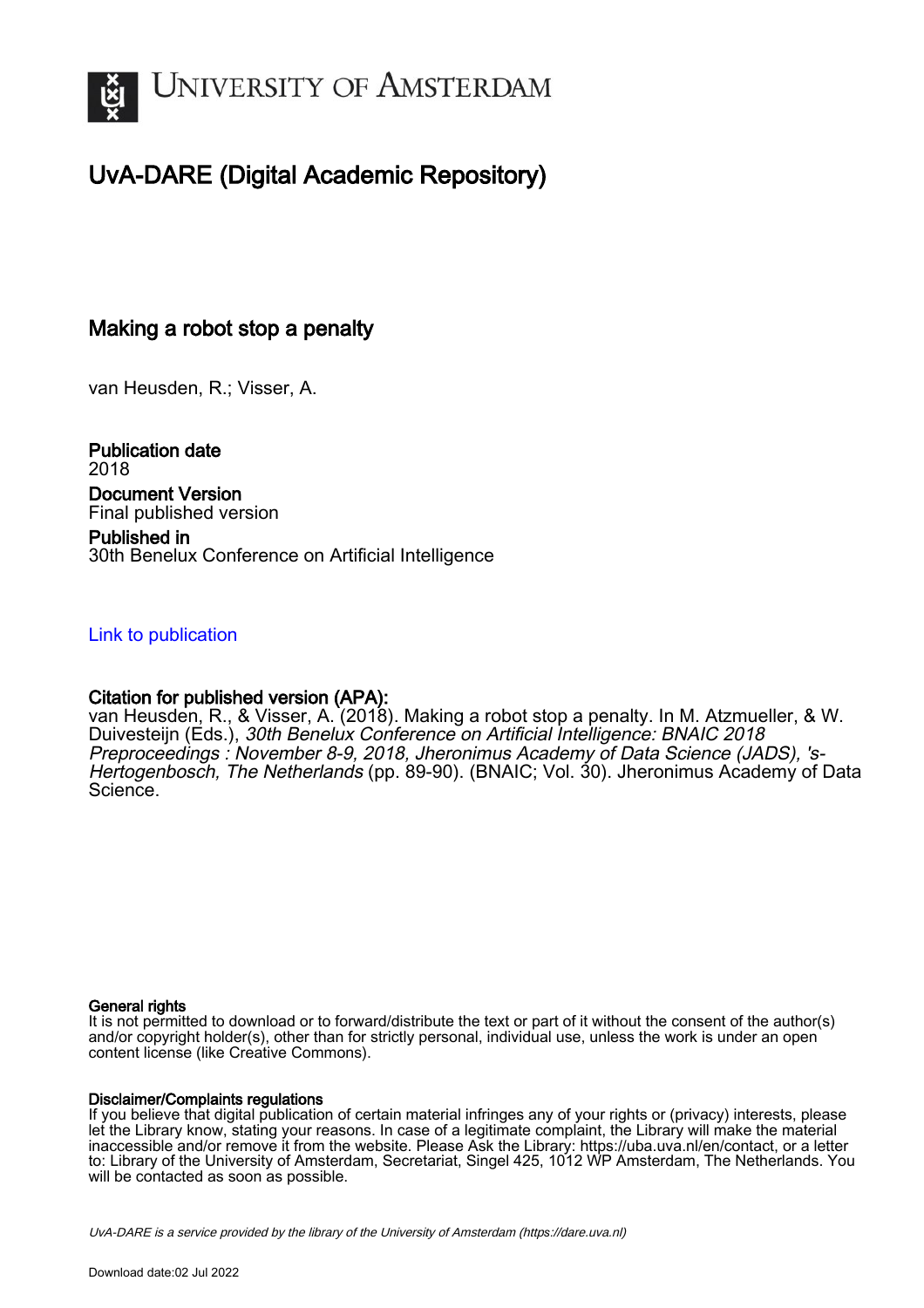# UvA-DARE (Digital Academic Repository)

## Making a robot stop a penalty

van Heusden, R.; Visser, A.

**Publication date**
2018

**Document Version**
Final published version

**Published in**
30th Benelux Conference on Artificial Intelligence

Link to publication

**Citation for published version (APA):**
van Heusden, R., & Visser, A. (2018). Making a robot stop a penalty. In M. Atzmueller, & W. Duivesteijn (Eds.), *30th Benelux Conference on Artificial Intelligence: BNAIC 2018 Preproceedings : November 8-9, 2018, Jheronimus Academy of Data Science (JADS), 's-Hertogenbosch, The Netherlands* (pp. 89-90). (BNAIC; Vol. 30). Jheronimus Academy of Data Science.

**General rights**
It is not permitted to download or to forward/distribute the text or part of it without the consent of the author(s) and/or copyright holder(s), other than for strictly personal, individual use, unless the work is under an open content license (like Creative Commons).

**Disclaimer/Complaints regulations**
If you believe that digital publication of certain material infringes any of your rights or (privacy) interests, please let the Library know, stating your reasons. In case of a legitimate complaint, the Library will make the material inaccessible and/or remove it from the website. Please Ask the Library: https://uba.uva.nl/en/contact, or a letter to: Library of the University of Amsterdam, Secretariat, Singel 425, 1012 WP Amsterdam, The Netherlands. You will be contacted as soon as possible.

UvA-DARE is a service provided by the library of the University of Amsterdam (https://dare.uva.nl)

Download date:02 Jul 2022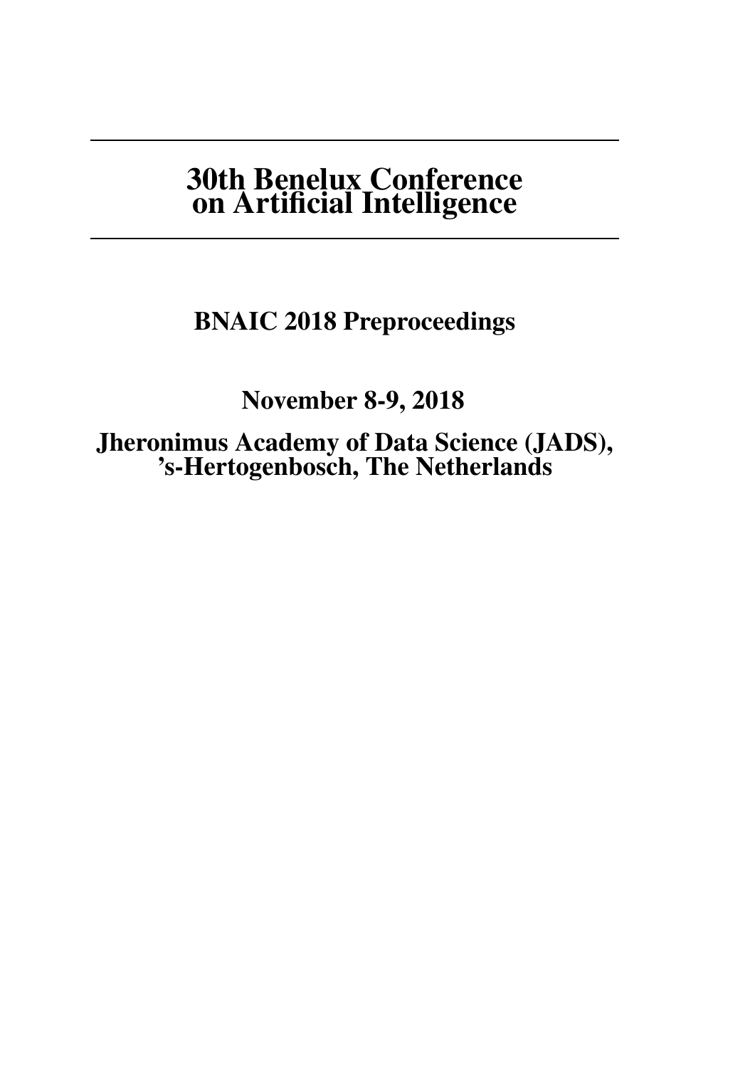# 30th Benelux Conference on Artificial Intelligence

## BNAIC 2018 Preproceedings

## November 8-9, 2018

## Jheronimus Academy of Data Science (JADS), 's-Hertogenbosch, The Netherlands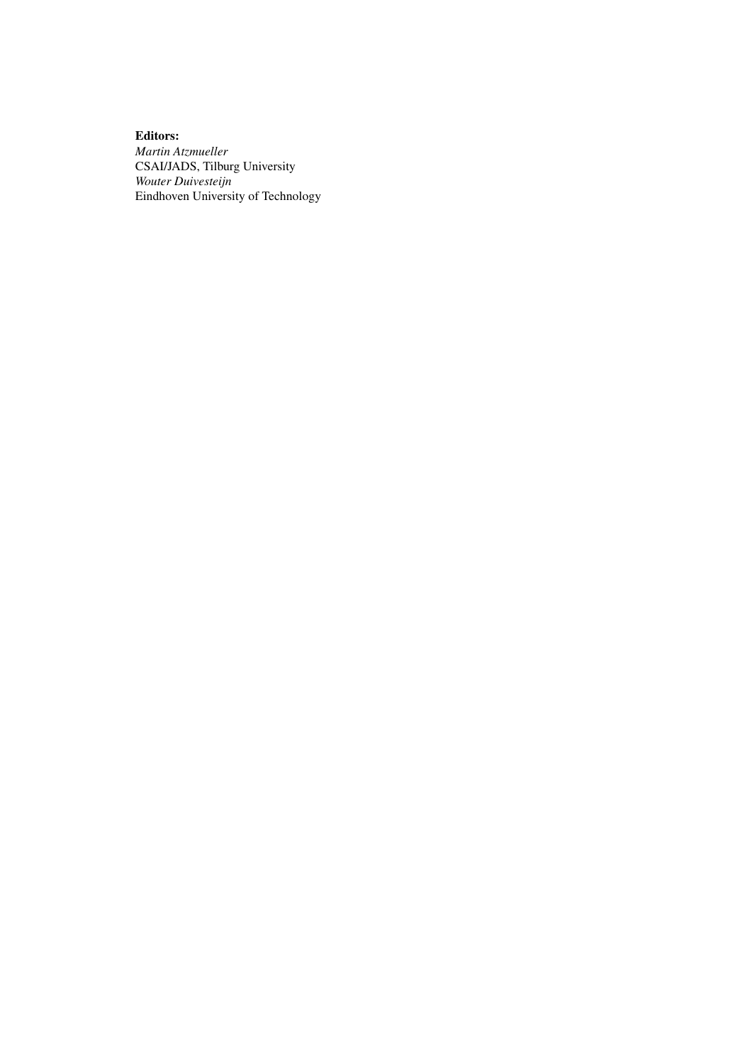**Editors:**  
*Martin Atzmueller*  
CSAI/JADS, Tilburg University  
*Wouter Duivesteijn*  
Eindhoven University of Technology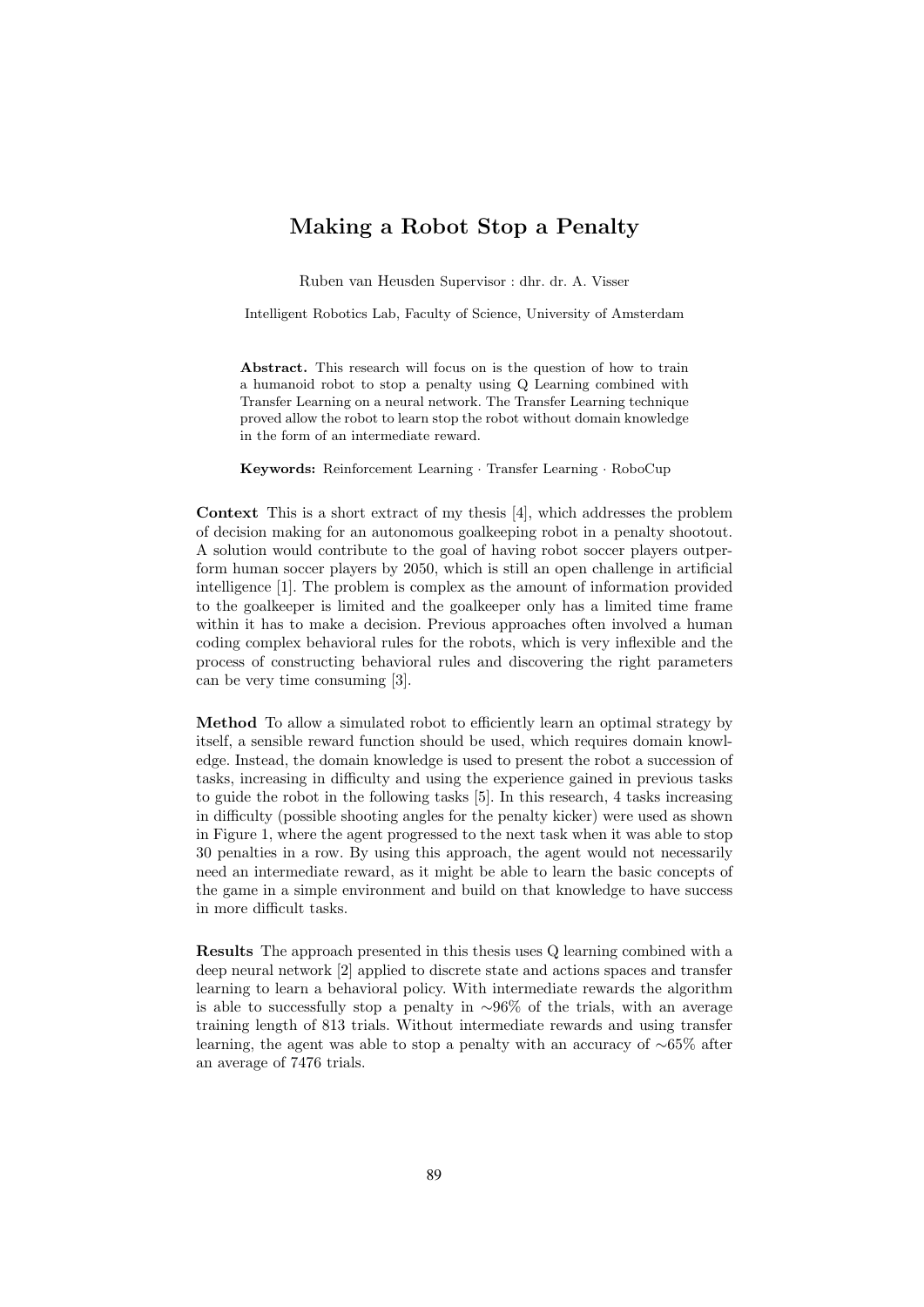# Making a Robot Stop a Penalty

Ruben van Heusden Supervisor : dhr. dr. A. Visser

Intelligent Robotics Lab, Faculty of Science, University of Amsterdam

**Abstract.** This research will focus on is the question of how to train a humanoid robot to stop a penalty using Q Learning combined with Transfer Learning on a neural network. The Transfer Learning technique proved allow the robot to learn stop the robot without domain knowledge in the form of an intermediate reward.

**Keywords:** Reinforcement Learning · Transfer Learning · RoboCup

**Context** This is a short extract of my thesis [4], which addresses the problem of decision making for an autonomous goalkeeping robot in a penalty shootout. A solution would contribute to the goal of having robot soccer players outperform human soccer players by 2050, which is still an open challenge in artificial intelligence [1]. The problem is complex as the amount of information provided to the goalkeeper is limited and the goalkeeper only has a limited time frame within it has to make a decision. Previous approaches often involved a human coding complex behavioral rules for the robots, which is very inflexible and the process of constructing behavioral rules and discovering the right parameters can be very time consuming [3].

**Method** To allow a simulated robot to efficiently learn an optimal strategy by itself, a sensible reward function should be used, which requires domain knowledge. Instead, the domain knowledge is used to present the robot a succession of tasks, increasing in difficulty and using the experience gained in previous tasks to guide the robot in the following tasks [5]. In this research, 4 tasks increasing in difficulty (possible shooting angles for the penalty kicker) were used as shown in Figure 1, where the agent progressed to the next task when it was able to stop 30 penalties in a row. By using this approach, the agent would not necessarily need an intermediate reward, as it might be able to learn the basic concepts of the game in a simple environment and build on that knowledge to have success in more difficult tasks.

**Results** The approach presented in this thesis uses Q learning combined with a deep neural network [2] applied to discrete state and actions spaces and transfer learning to learn a behavioral policy. With intermediate rewards the algorithm is able to successfully stop a penalty in ∼96% of the trials, with an average training length of 813 trials. Without intermediate rewards and using transfer learning, the agent was able to stop a penalty with an accuracy of ∼65% after an average of 7476 trials.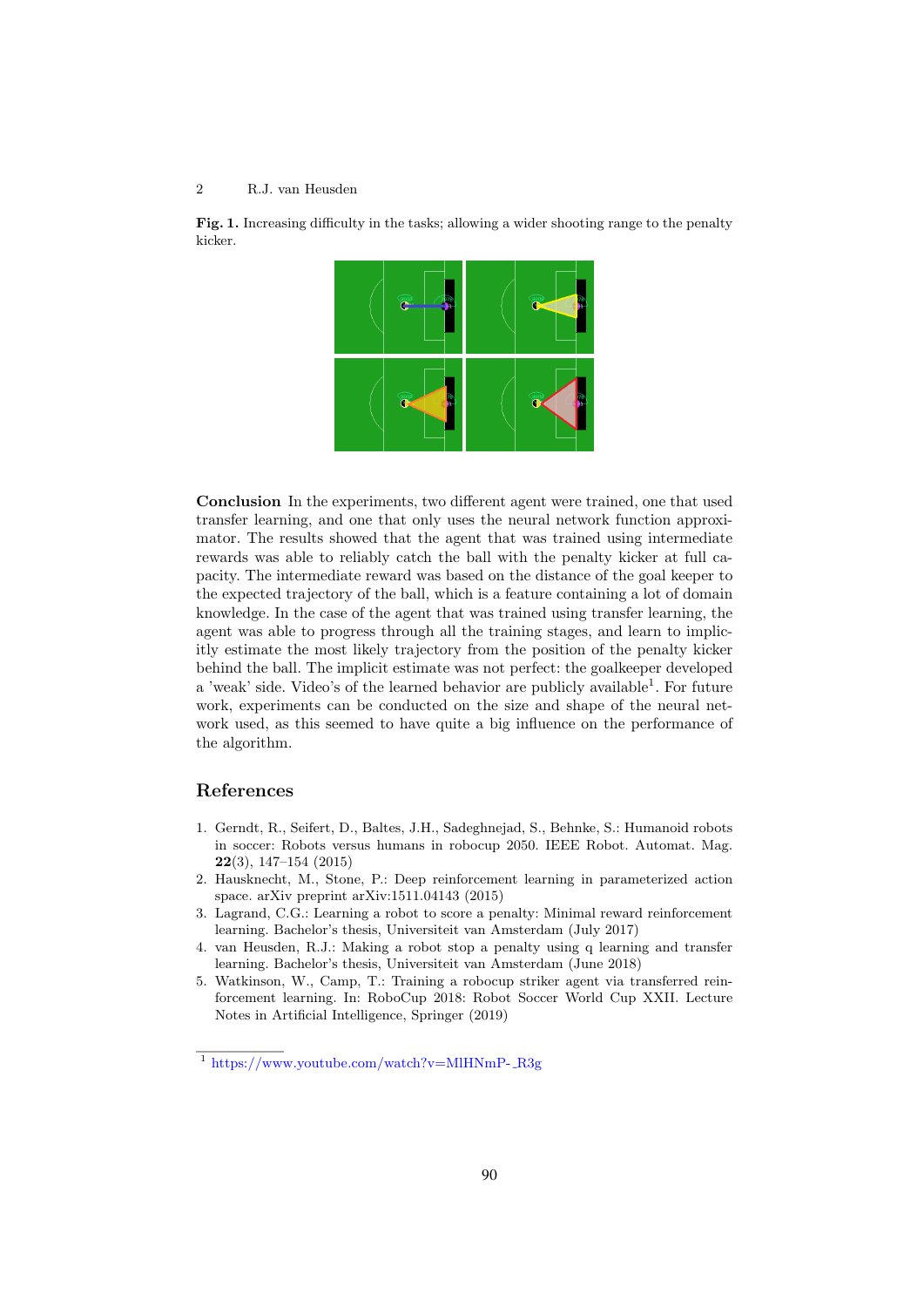**Fig. 1.** Increasing difficulty in the tasks; allowing a wider shooting range to the penalty kicker.

**Conclusion** In the experiments, two different agent were trained, one that used transfer learning, and one that only uses the neural network function approximator. The results showed that the agent that was trained using intermediate rewards was able to reliably catch the ball with the penalty kicker at full capacity. The intermediate reward was based on the distance of the goal keeper to the expected trajectory of the ball, which is a feature containing a lot of domain knowledge. In the case of the agent that was trained using transfer learning, the agent was able to progress through all the training stages, and learn to implicitly estimate the most likely trajectory from the position of the penalty kicker behind the ball. The implicit estimate was not perfect: the goalkeeper developed a 'weak' side. Video's of the learned behavior are publicly available[1]. For future work, experiments can be conducted on the size and shape of the neural network used, as this seemed to have quite a big influence on the performance of the algorithm.

## References

1. Gerndt, R., Seifert, D., Baltes, J.H., Sadeghnejad, S., Behnke, S.: Humanoid robots in soccer: Robots versus humans in robocup 2050. IEEE Robot. Automat. Mag. **22**(3), 147–154 (2015)
2. Hausknecht, M., Stone, P.: Deep reinforcement learning in parameterized action space. arXiv preprint arXiv:1511.04143 (2015)
3. Lagrand, C.G.: Learning a robot to score a penalty: Minimal reward reinforcement learning. Bachelor's thesis, Universiteit van Amsterdam (July 2017)
4. van Heusden, R.J.: Making a robot stop a penalty using q learning and transfer learning. Bachelor's thesis, Universiteit van Amsterdam (June 2018)
5. Watkinson, W., Camp, T.: Training a robocup striker agent via transferred reinforcement learning. In: RoboCup 2018: Robot Soccer World Cup XXII. Lecture Notes in Artificial Intelligence, Springer (2019)

[1] https://www.youtube.com/watch?v=MlHNmP-_R3g